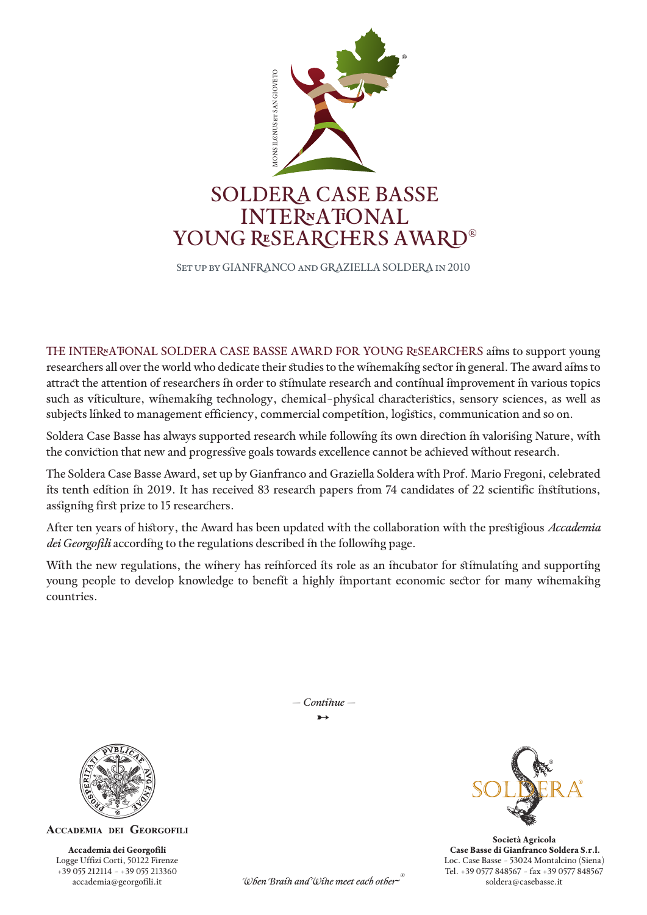MONS ILCINUS ET SAN GIOVETO

# SOLDERA CASE BASSE INTERNATIONAL YOUNG RESEARCHERS AWARD®

SET UP BY GIANFRANCO AND GRAZIELLA SOLDERA IN 2010

THE INTERNATIONAL SOLDERA CASE BASSE AWARD FOR YOUNG RESEARCHERS aims to support young researchers all over the world who dedicate their studies to the winemaking sector in general. The award aims to attract the attention of researchers in order to stimulate research and continual improvement in various topics such as viticulture, winemaking technology, chemical-physical characteristics, sensory sciences, as well as subjects linked to management efficiency, commercial competition, logistics, communication and so on.

Soldera Case Basse has always supported research while following its own direction in valorising Nature, with the conviction that new and progressive goals towards excellence cannot be achieved without research.

The Soldera Case Basse Award, set up by Gianfranco and Graziella Soldera with Prof. Mario Fregoni, celebrated its tenth edition in 2019. It has received 83 research papers from 74 candidates of 22 scientific institutions, assigning first prize to 15 researchers.

After ten years of history, the Award has been updated with the collaboration with the prestigious *Accademia dei Georgofili* according to the regulations described in the following page.

With the new regulations, the winery has reinforced its role as an incubator for stimulating and supporting young people to develop knowledge to benefit a highly important economic sector for many winemaking countries.

*— Continue —*

ACCADEMIA DEI GEORGOFILI

**Accademia dei Georgofili**
Logge Uffizi Corti, 50122 Firenze
+39 055 212114 - +39 055 213360
accademia@georgofili.it

*When Brain and Wine meet each other*®

SOLDERA®

**Società Agricola**
**Case Basse di Gianfranco Soldera S.r.l.**
Loc. Case Basse - 53024 Montalcino (Siena)
Tel. +39 0577 848567 - fax +39 0577 848567
soldera@casebasse.it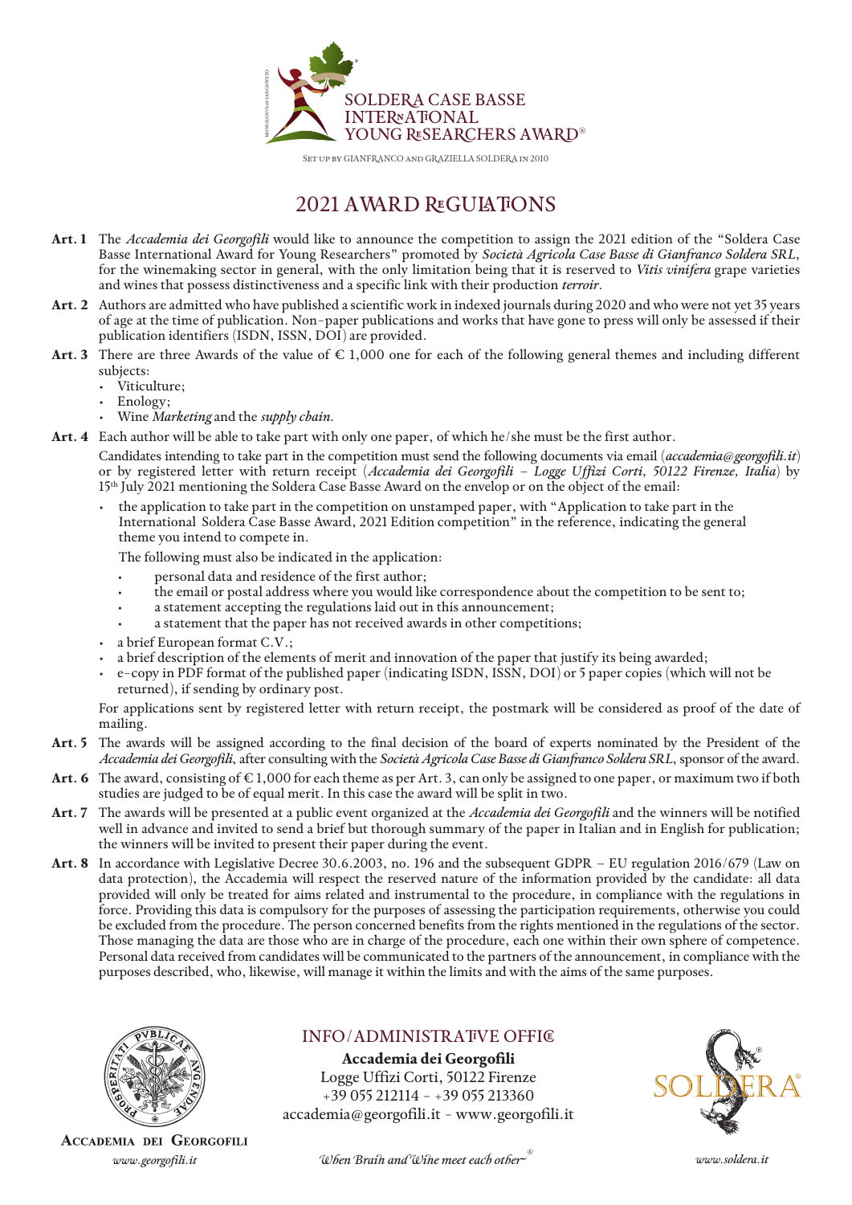SOLDERA CASE BASSE
INTERNATIONAL
YOUNG RESEARCHERS AWARD®

Set up by GIANFRANCO and GRAZIELLA SOLDERA in 2010

# 2021 AWARD REGULATIONS

**Art. 1** The *Accademia dei Georgofili* would like to announce the competition to assign the 2021 edition of the "Soldera Case Basse International Award for Young Researchers" promoted by *Società Agricola Case Basse di Gianfranco Soldera SRL*, for the winemaking sector in general, with the only limitation being that it is reserved to *Vitis vinifera* grape varieties and wines that possess distinctiveness and a specific link with their production *terroir*.

**Art. 2** Authors are admitted who have published a scientific work in indexed journals during 2020 and who were not yet 35 years of age at the time of publication. Non-paper publications and works that have gone to press will only be assessed if their publication identifiers (ISDN, ISSN, DOI) are provided.

**Art. 3** There are three Awards of the value of € 1,000 one for each of the following general themes and including different subjects:

- Viticulture;
- Enology;
- Wine *Marketing* and the *supply chain*.

**Art. 4** Each author will be able to take part with only one paper, of which he/she must be the first author.

Candidates intending to take part in the competition must send the following documents via email (*accademia@georgofili.it*) or by registered letter with return receipt (*Accademia dei Georgofili – Logge Uffizi Corti, 50122 Firenze, Italia*) by 15th July 2021 mentioning the Soldera Case Basse Award on the envelop or on the object of the email:

- the application to take part in the competition on unstamped paper, with "Application to take part in the International Soldera Case Basse Award, 2021 Edition competition" in the reference, indicating the general theme you intend to compete in.

  The following must also be indicated in the application:

  - personal data and residence of the first author;
  - the email or postal address where you would like correspondence about the competition to be sent to;
  - a statement accepting the regulations laid out in this announcement;
  - a statement that the paper has not received awards in other competitions;
- a brief European format C.V.;
- a brief description of the elements of merit and innovation of the paper that justify its being awarded;
- e-copy in PDF format of the published paper (indicating ISDN, ISSN, DOI) or 5 paper copies (which will not be returned), if sending by ordinary post.

For applications sent by registered letter with return receipt, the postmark will be considered as proof of the date of mailing.

**Art. 5** The awards will be assigned according to the final decision of the board of experts nominated by the President of the *Accademia dei Georgofili*, after consulting with the *Società Agricola Case Basse di Gianfranco Soldera SRL*, sponsor of the award.

**Art. 6** The award, consisting of € 1,000 for each theme as per Art. 3, can only be assigned to one paper, or maximum two if both studies are judged to be of equal merit. In this case the award will be split in two.

**Art. 7** The awards will be presented at a public event organized at the *Accademia dei Georgofili* and the winners will be notified well in advance and invited to send a brief but thorough summary of the paper in Italian and in English for publication; the winners will be invited to present their paper during the event.

**Art. 8** In accordance with Legislative Decree 30.6.2003, no. 196 and the subsequent GDPR – EU regulation 2016/679 (Law on data protection), the Accademia will respect the reserved nature of the information provided by the candidate: all data provided will only be treated for aims related and instrumental to the procedure, in compliance with the regulations in force. Providing this data is compulsory for the purposes of assessing the participation requirements, otherwise you could be excluded from the procedure. The person concerned benefits from the rights mentioned in the regulations of the sector. Those managing the data are those who are in charge of the procedure, each one within their own sphere of competence. Personal data received from candidates will be communicated to the partners of the announcement, in compliance with the purposes described, who, likewise, will manage it within the limits and with the aims of the same purposes.

## INFO/ADMINISTRATIVE OFFICE

**Accademia dei Georgofili**
Logge Uffizi Corti, 50122 Firenze
+39 055 212114 - +39 055 213360
accademia@georgofili.it - www.georgofili.it

ACCADEMIA DEI GEORGOFILI
*www.georgofili.it*

*When Brain and Wine meet each other*®

SOLDERA®
*www.soldera.it*